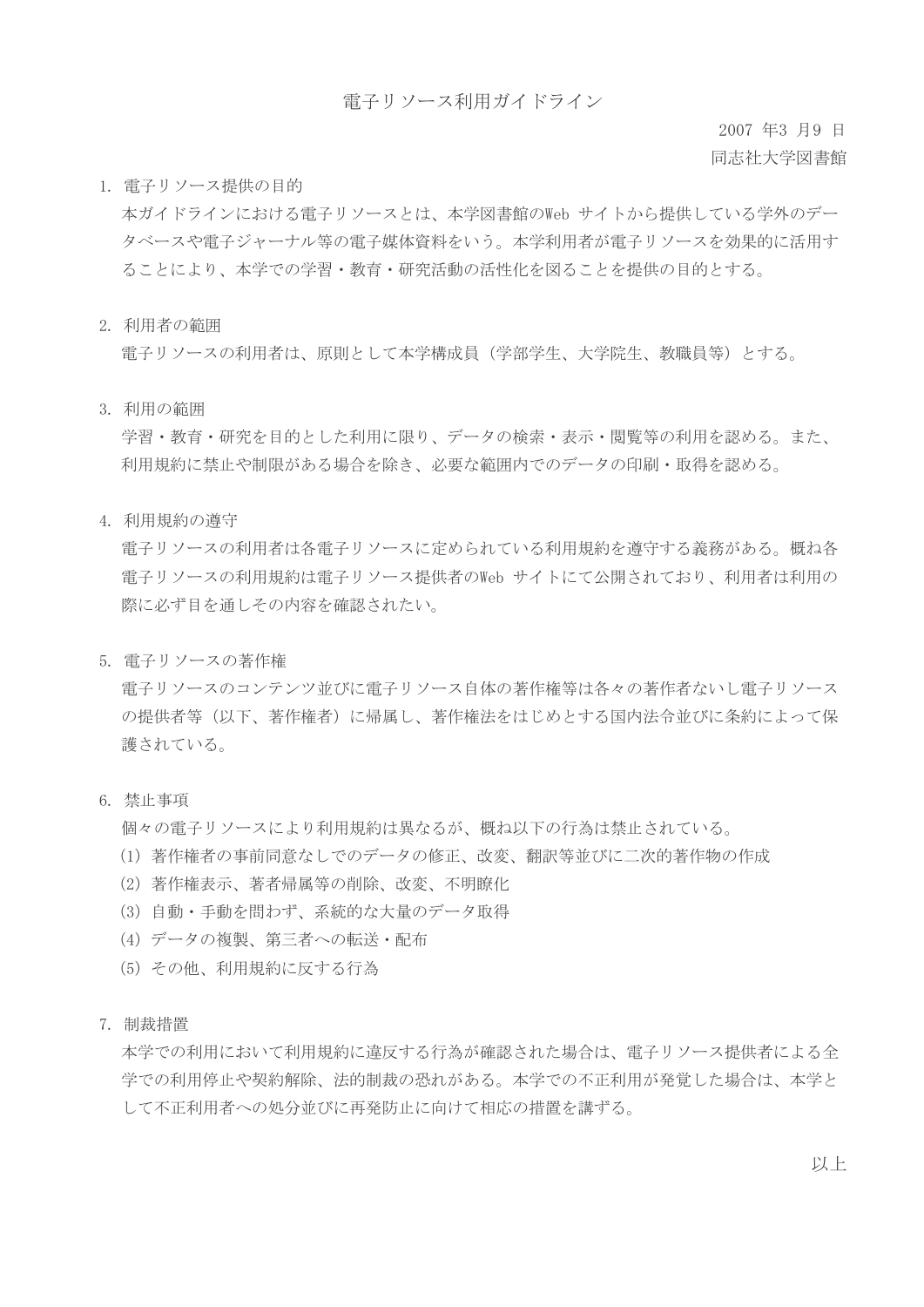# 電子リソース利用ガイドライン

2007 年3 月9 日
同志社大学図書館

## 1. 電子リソース提供の目的

本ガイドラインにおける電子リソースとは、本学図書館のWeb サイトから提供している学外のデータベースや電子ジャーナル等の電子媒体資料をいう。本学利用者が電子リソースを効果的に活用することにより、本学での学習・教育・研究活動の活性化を図ることを提供の目的とする。

## 2. 利用者の範囲

電子リソースの利用者は、原則として本学構成員（学部学生、大学院生、教職員等）とする。

## 3. 利用の範囲

学習・教育・研究を目的とした利用に限り、データの検索・表示・閲覧等の利用を認める。また、利用規約に禁止や制限がある場合を除き、必要な範囲内でのデータの印刷・取得を認める。

## 4. 利用規約の遵守

電子リソースの利用者は各電子リソースに定められている利用規約を遵守する義務がある。概ね各電子リソースの利用規約は電子リソース提供者のWeb サイトにて公開されており、利用者は利用の際に必ず目を通しその内容を確認されたい。

## 5. 電子リソースの著作権

電子リソースのコンテンツ並びに電子リソース自体の著作権等は各々の著作者ないし電子リソースの提供者等（以下、著作権者）に帰属し、著作権法をはじめとする国内法令並びに条約によって保護されている。

## 6. 禁止事項

個々の電子リソースにより利用規約は異なるが、概ね以下の行為は禁止されている。

(1) 著作権者の事前同意なしでのデータの修正、改変、翻訳等並びに二次的著作物の作成
(2) 著作権表示、著者帰属等の削除、改変、不明瞭化
(3) 自動・手動を問わず、系統的な大量のデータ取得
(4) データの複製、第三者への転送・配布
(5) その他、利用規約に反する行為

## 7. 制裁措置

本学での利用において利用規約に違反する行為が確認された場合は、電子リソース提供者による全学での利用停止や契約解除、法的制裁の恐れがある。本学での不正利用が発覚した場合は、本学として不正利用者への処分並びに再発防止に向けて相応の措置を講ずる。

以上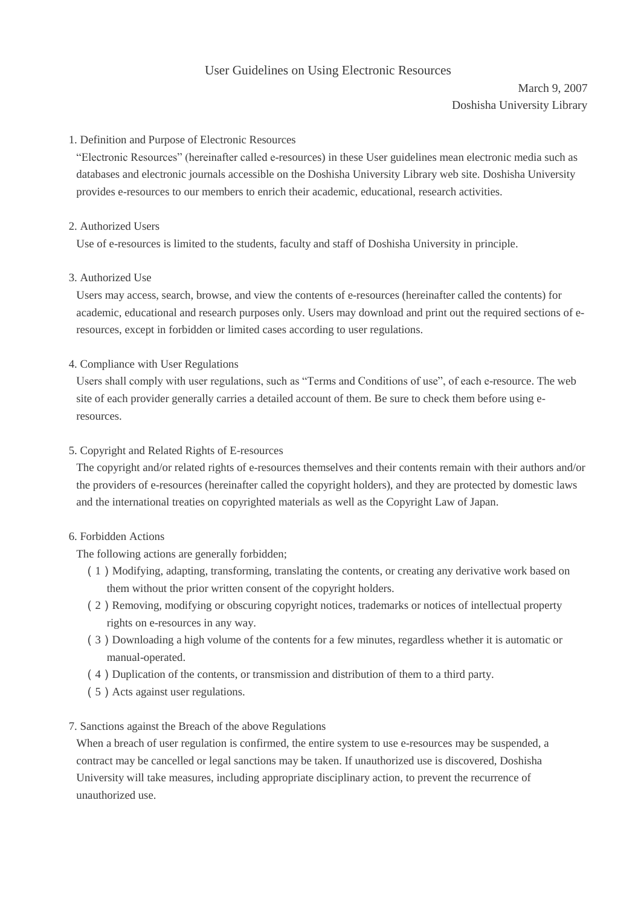# User Guidelines on Using Electronic Resources

March 9, 2007
Doshisha University Library

1. Definition and Purpose of Electronic Resources
   "Electronic Resources" (hereinafter called e-resources) in these User guidelines mean electronic media such as databases and electronic journals accessible on the Doshisha University Library web site. Doshisha University provides e-resources to our members to enrich their academic, educational, research activities.

2. Authorized Users
   Use of e-resources is limited to the students, faculty and staff of Doshisha University in principle.

3. Authorized Use
   Users may access, search, browse, and view the contents of e-resources (hereinafter called the contents) for academic, educational and research purposes only. Users may download and print out the required sections of e-resources, except in forbidden or limited cases according to user regulations.

4. Compliance with User Regulations
   Users shall comply with user regulations, such as "Terms and Conditions of use", of each e-resource. The web site of each provider generally carries a detailed account of them. Be sure to check them before using e-resources.

5. Copyright and Related Rights of E-resources
   The copyright and/or related rights of e-resources themselves and their contents remain with their authors and/or the providers of e-resources (hereinafter called the copyright holders), and they are protected by domestic laws and the international treaties on copyrighted materials as well as the Copyright Law of Japan.

6. Forbidden Actions
   The following actions are generally forbidden;
   （1）Modifying, adapting, transforming, translating the contents, or creating any derivative work based on them without the prior written consent of the copyright holders.
   （2）Removing, modifying or obscuring copyright notices, trademarks or notices of intellectual property rights on e-resources in any way.
   （3）Downloading a high volume of the contents for a few minutes, regardless whether it is automatic or manual-operated.
   （4）Duplication of the contents, or transmission and distribution of them to a third party.
   （5）Acts against user regulations.

7. Sanctions against the Breach of the above Regulations
   When a breach of user regulation is confirmed, the entire system to use e-resources may be suspended, a contract may be cancelled or legal sanctions may be taken. If unauthorized use is discovered, Doshisha University will take measures, including appropriate disciplinary action, to prevent the recurrence of unauthorized use.